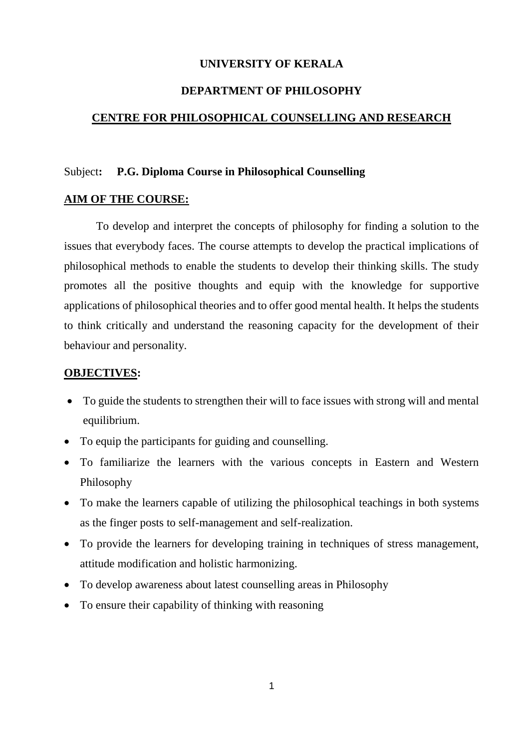# UNIVERSITY OF KERALA

## DEPARTMENT OF PHILOSOPHY

## CENTRE FOR PHILOSOPHICAL COUNSELLING AND RESEARCH

Subject**:** **P.G. Diploma Course in Philosophical Counselling**

### AIM OF THE COURSE:

To develop and interpret the concepts of philosophy for finding a solution to the issues that everybody faces. The course attempts to develop the practical implications of philosophical methods to enable the students to develop their thinking skills. The study promotes all the positive thoughts and equip with the knowledge for supportive applications of philosophical theories and to offer good mental health. It helps the students to think critically and understand the reasoning capacity for the development of their behaviour and personality.

### OBJECTIVES:

- To guide the students to strengthen their will to face issues with strong will and mental equilibrium.
- To equip the participants for guiding and counselling.
- To familiarize the learners with the various concepts in Eastern and Western Philosophy
- To make the learners capable of utilizing the philosophical teachings in both systems as the finger posts to self-management and self-realization.
- To provide the learners for developing training in techniques of stress management, attitude modification and holistic harmonizing.
- To develop awareness about latest counselling areas in Philosophy
- To ensure their capability of thinking with reasoning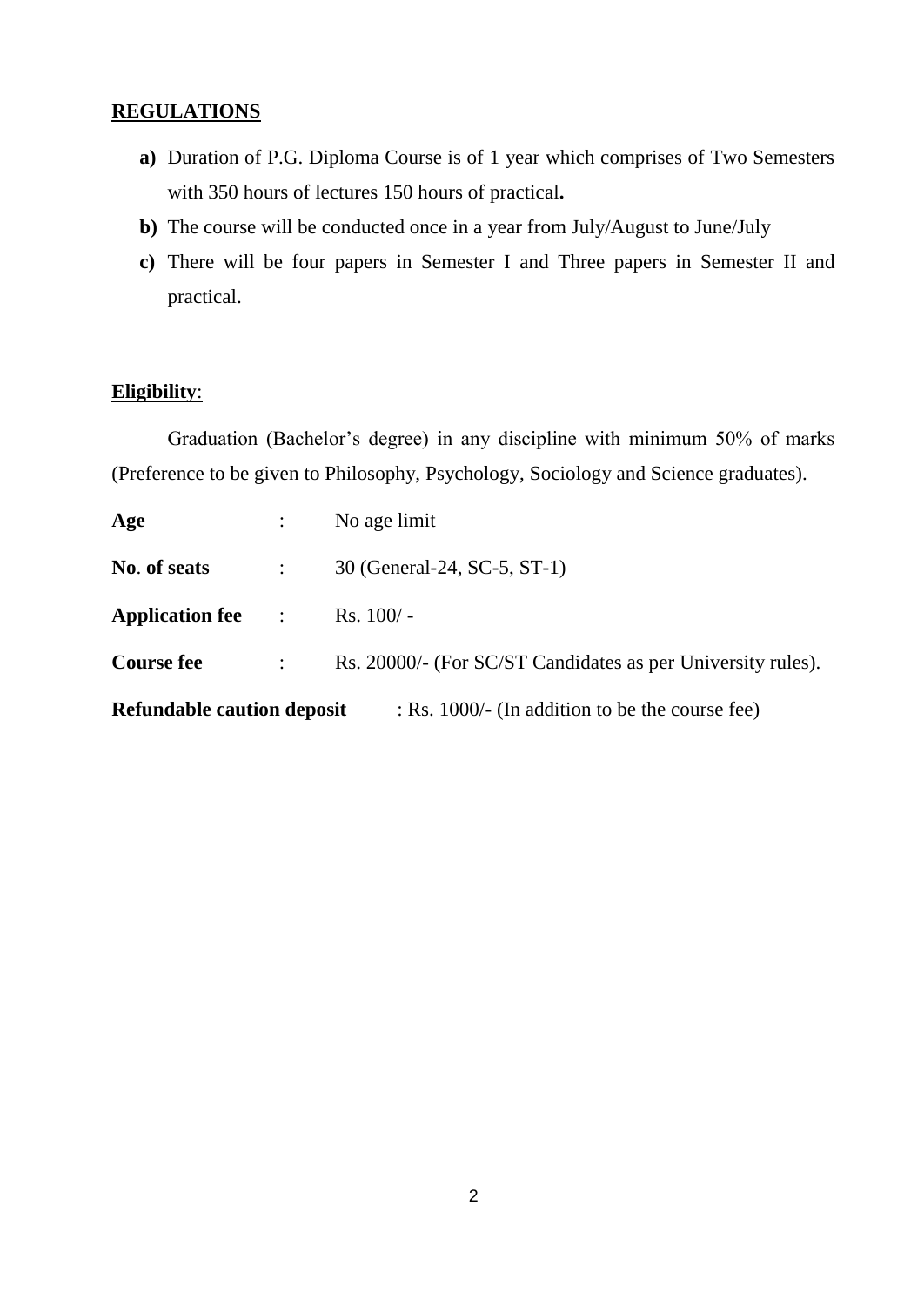## REGULATIONS

**a)** Duration of P.G. Diploma Course is of 1 year which comprises of Two Semesters with 350 hours of lectures 150 hours of practical**.**

**b)** The course will be conducted once in a year from July/August to June/July

**c)** There will be four papers in Semester I and Three papers in Semester II and practical.

## Eligibility:

Graduation (Bachelor's degree) in any discipline with minimum 50% of marks (Preference to be given to Philosophy, Psychology, Sociology and Science graduates).

**Age** : No age limit

**No. of seats** : 30 (General-24, SC-5, ST-1)

**Application fee** : Rs. 100/ -

**Course fee** : Rs. 20000/- (For SC/ST Candidates as per University rules).

**Refundable caution deposit** : Rs. 1000/- (In addition to be the course fee)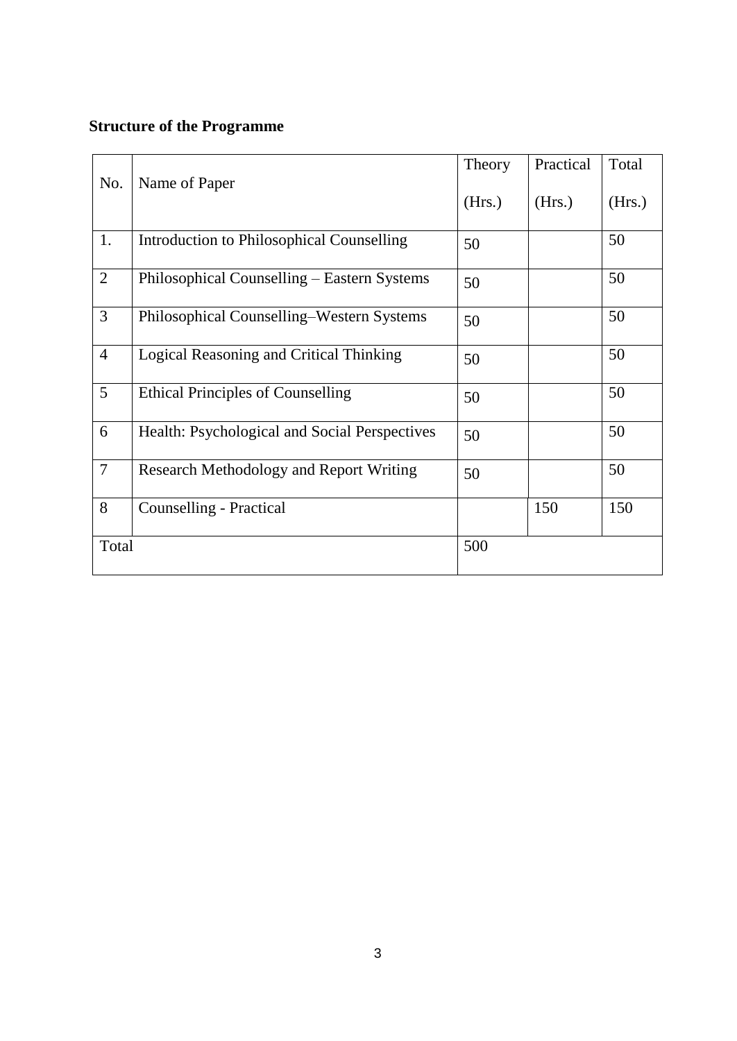**Structure of the Programme**

| No. | Name of Paper | Theory (Hrs.) | Practical (Hrs.) | Total (Hrs.) |
|---|---|---|---|---|
| 1. | Introduction to Philosophical Counselling | 50 | | 50 |
| 2 | Philosophical Counselling – Eastern Systems | 50 | | 50 |
| 3 | Philosophical Counselling–Western Systems | 50 | | 50 |
| 4 | Logical Reasoning and Critical Thinking | 50 | | 50 |
| 5 | Ethical Principles of Counselling | 50 | | 50 |
| 6 | Health: Psychological and Social Perspectives | 50 | | 50 |
| 7 | Research Methodology and Report Writing | 50 | | 50 |
| 8 | Counselling - Practical | | 150 | 150 |
| Total | | 500 | | |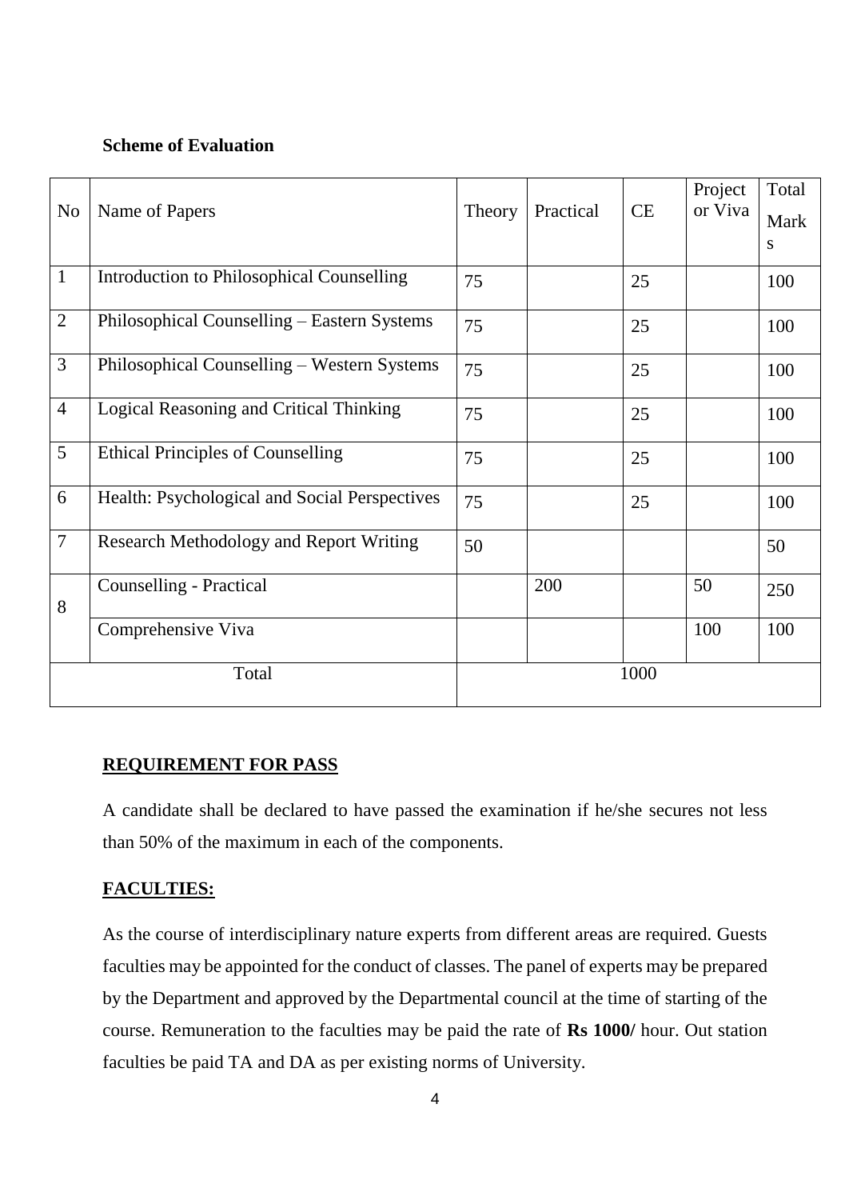**Scheme of Evaluation**

| No | Name of Papers | Theory | Practical | CE | Project or Viva | Total Marks |
|---|---|---|---|---|---|---|
| 1 | Introduction to Philosophical Counselling | 75 | | 25 | | 100 |
| 2 | Philosophical Counselling – Eastern Systems | 75 | | 25 | | 100 |
| 3 | Philosophical Counselling – Western Systems | 75 | | 25 | | 100 |
| 4 | Logical Reasoning and Critical Thinking | 75 | | 25 | | 100 |
| 5 | Ethical Principles of Counselling | 75 | | 25 | | 100 |
| 6 | Health: Psychological and Social Perspectives | 75 | | 25 | | 100 |
| 7 | Research Methodology and Report Writing | 50 | | | | 50 |
| 8 | Counselling - Practical | | 200 | | 50 | 250 |
| | Comprehensive Viva | | | | 100 | 100 |
| Total | | 1000 | | | | |

**REQUIREMENT FOR PASS**

A candidate shall be declared to have passed the examination if he/she secures not less than 50% of the maximum in each of the components.

**FACULTIES:**

As the course of interdisciplinary nature experts from different areas are required. Guests faculties may be appointed for the conduct of classes. The panel of experts may be prepared by the Department and approved by the Departmental council at the time of starting of the course. Remuneration to the faculties may be paid the rate of **Rs 1000/** hour. Out station faculties be paid TA and DA as per existing norms of University.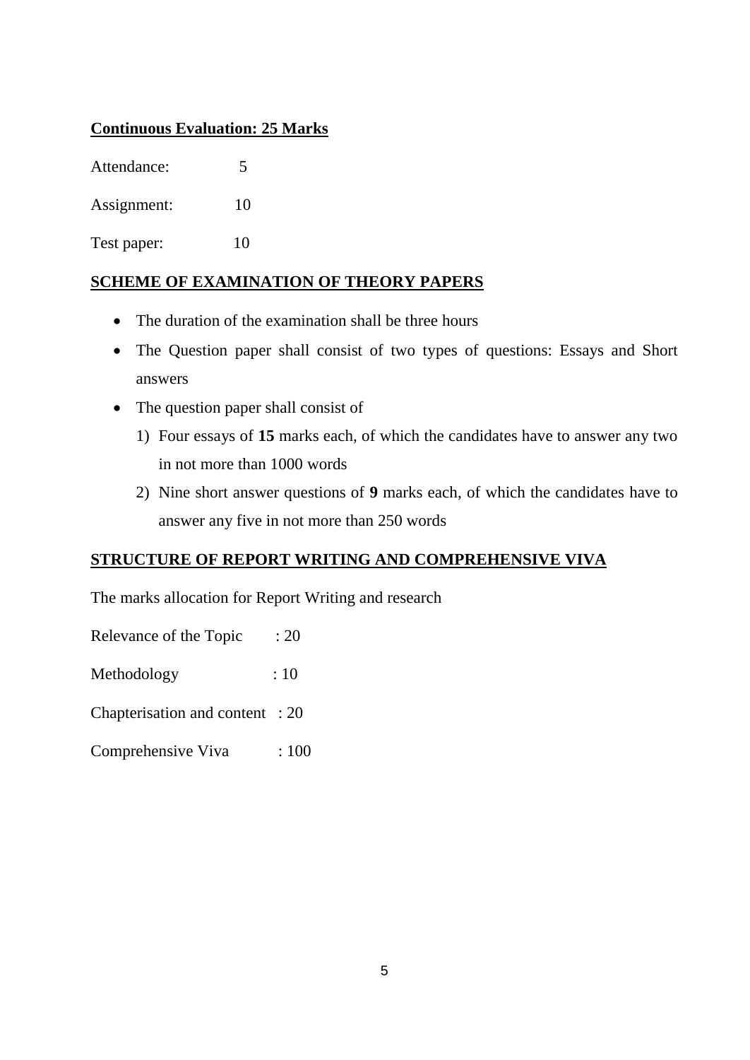**Continuous Evaluation: 25 Marks**

Attendance: 5

Assignment: 10

Test paper: 10

**SCHEME OF EXAMINATION OF THEORY PAPERS**

- The duration of the examination shall be three hours
- The Question paper shall consist of two types of questions: Essays and Short answers
- The question paper shall consist of
  1) Four essays of **15** marks each, of which the candidates have to answer any two in not more than 1000 words
  2) Nine short answer questions of **9** marks each, of which the candidates have to answer any five in not more than 250 words

**STRUCTURE OF REPORT WRITING AND COMPREHENSIVE VIVA**

The marks allocation for Report Writing and research

Relevance of the Topic : 20

Methodology : 10

Chapterisation and content : 20

Comprehensive Viva : 100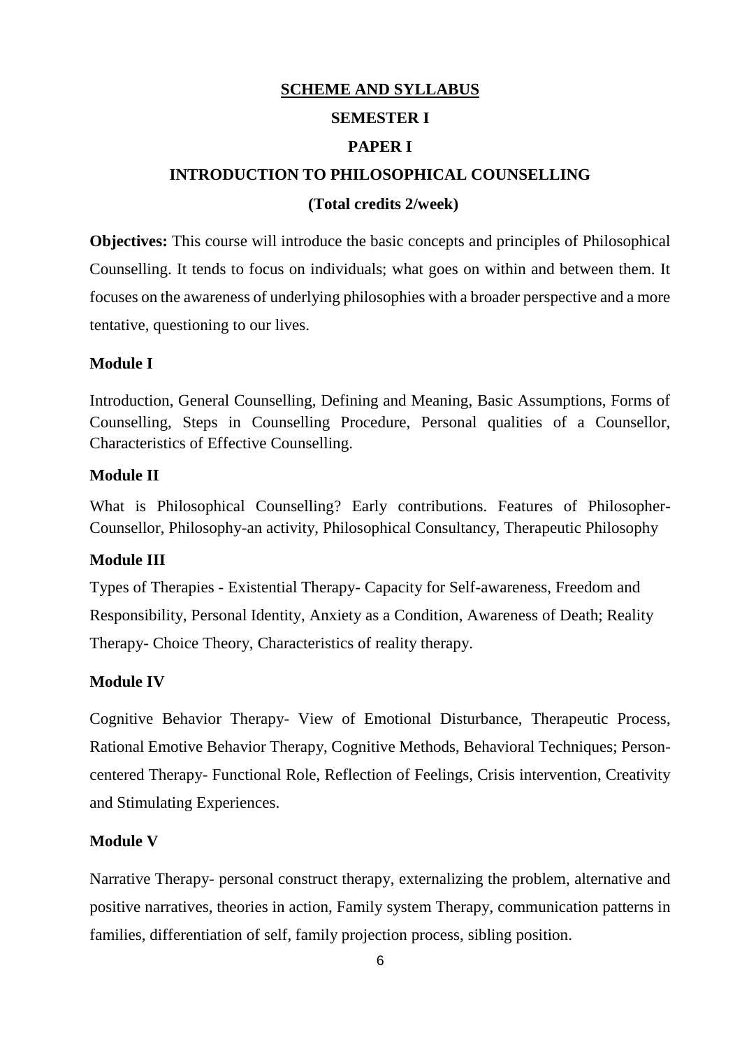# SCHEME AND SYLLABUS

## SEMESTER I

## PAPER I

## INTRODUCTION TO PHILOSOPHICAL COUNSELLING

**(Total credits 2/week)**

**Objectives:** This course will introduce the basic concepts and principles of Philosophical Counselling. It tends to focus on individuals; what goes on within and between them. It focuses on the awareness of underlying philosophies with a broader perspective and a more tentative, questioning to our lives.

### Module I

Introduction, General Counselling, Defining and Meaning, Basic Assumptions, Forms of Counselling, Steps in Counselling Procedure, Personal qualities of a Counsellor, Characteristics of Effective Counselling.

### Module II

What is Philosophical Counselling? Early contributions. Features of Philosopher-Counsellor, Philosophy-an activity, Philosophical Consultancy, Therapeutic Philosophy

### Module III

Types of Therapies - Existential Therapy- Capacity for Self-awareness, Freedom and Responsibility, Personal Identity, Anxiety as a Condition, Awareness of Death; Reality Therapy- Choice Theory, Characteristics of reality therapy.

### Module IV

Cognitive Behavior Therapy- View of Emotional Disturbance, Therapeutic Process, Rational Emotive Behavior Therapy, Cognitive Methods, Behavioral Techniques; Person-centered Therapy- Functional Role, Reflection of Feelings, Crisis intervention, Creativity and Stimulating Experiences.

### Module V

Narrative Therapy- personal construct therapy, externalizing the problem, alternative and positive narratives, theories in action, Family system Therapy, communication patterns in families, differentiation of self, family projection process, sibling position.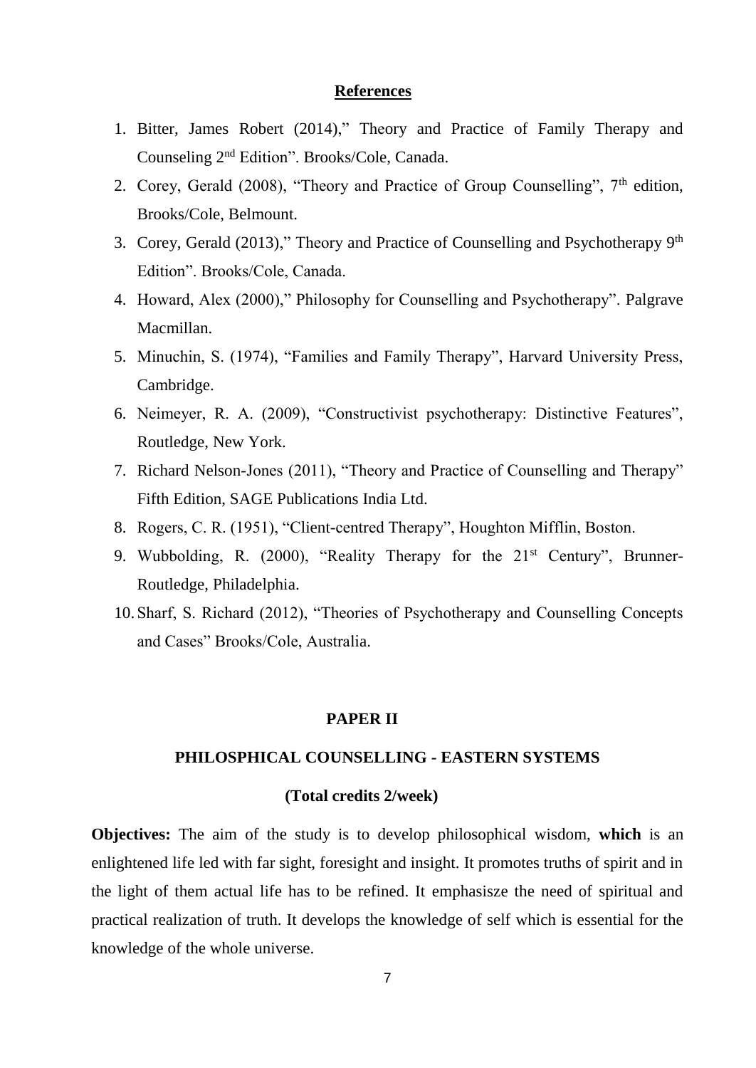## References

1. Bitter, James Robert (2014)," Theory and Practice of Family Therapy and Counseling 2nd Edition". Brooks/Cole, Canada.
2. Corey, Gerald (2008), "Theory and Practice of Group Counselling", 7th edition, Brooks/Cole, Belmount.
3. Corey, Gerald (2013)," Theory and Practice of Counselling and Psychotherapy 9th Edition". Brooks/Cole, Canada.
4. Howard, Alex (2000)," Philosophy for Counselling and Psychotherapy". Palgrave Macmillan.
5. Minuchin, S. (1974), "Families and Family Therapy", Harvard University Press, Cambridge.
6. Neimeyer, R. A. (2009), "Constructivist psychotherapy: Distinctive Features", Routledge, New York.
7. Richard Nelson-Jones (2011), "Theory and Practice of Counselling and Therapy" Fifth Edition, SAGE Publications India Ltd.
8. Rogers, C. R. (1951), "Client-centred Therapy", Houghton Mifflin, Boston.
9. Wubbolding, R. (2000), "Reality Therapy for the 21st Century", Brunner-Routledge, Philadelphia.
10. Sharf, S. Richard (2012), "Theories of Psychotherapy and Counselling Concepts and Cases" Brooks/Cole, Australia.

## PAPER II

## PHILOSPHICAL COUNSELLING - EASTERN SYSTEMS

**(Total credits 2/week)**

**Objectives:** The aim of the study is to develop philosophical wisdom, **which** is an enlightened life led with far sight, foresight and insight. It promotes truths of spirit and in the light of them actual life has to be refined. It emphasisze the need of spiritual and practical realization of truth. It develops the knowledge of self which is essential for the knowledge of the whole universe.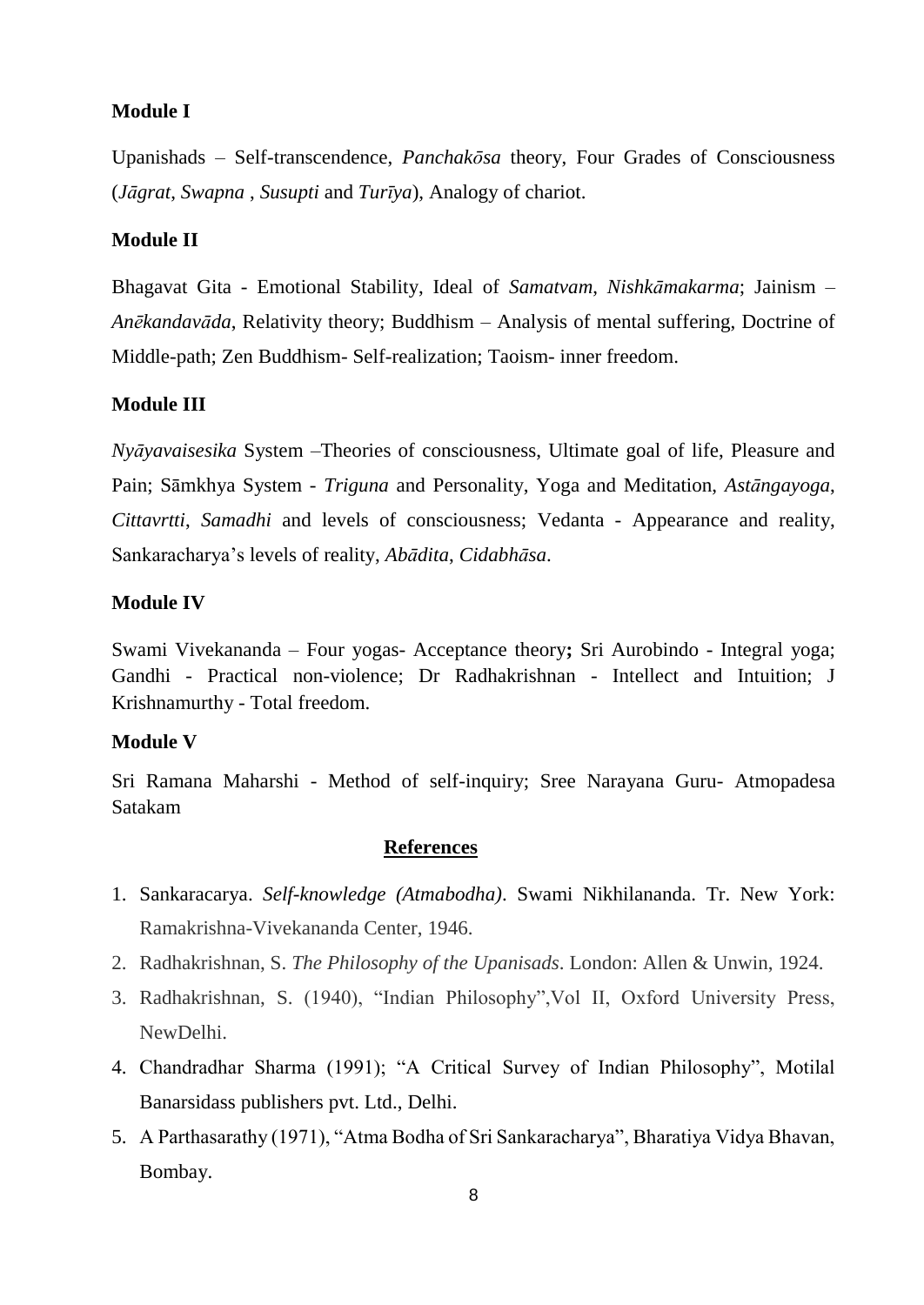**Module I**

Upanishads – Self-transcendence, *Panchakōsa* theory, Four Grades of Consciousness (*Jāgrat*, *Swapna* , *Susupti* and *Turīya*), Analogy of chariot.

**Module II**

Bhagavat Gita - Emotional Stability, Ideal of *Samatvam*, *Nishkāmakarma*; Jainism – *Anēkandavāda*, Relativity theory; Buddhism – Analysis of mental suffering, Doctrine of Middle-path; Zen Buddhism- Self-realization; Taoism- inner freedom.

**Module III**

*Nyāyavaisesika* System –Theories of consciousness, Ultimate goal of life, Pleasure and Pain; Sāmkhya System - *Triguna* and Personality, Yoga and Meditation, *Astāngayoga*, *Cittavrtti*, *Samadhi* and levels of consciousness; Vedanta - Appearance and reality, Sankaracharya's levels of reality, *Abādita*, *Cidabhāsa*.

**Module IV**

Swami Vivekananda – Four yogas- Acceptance theory**;** Sri Aurobindo - Integral yoga; Gandhi - Practical non-violence; Dr Radhakrishnan - Intellect and Intuition; J Krishnamurthy - Total freedom.

**Module V**

Sri Ramana Maharshi - Method of self-inquiry; Sree Narayana Guru- Atmopadesa Satakam

## References

1. Sankaracarya. *Self-knowledge (Atmabodha)*. Swami Nikhilananda. Tr. New York: Ramakrishna-Vivekananda Center, 1946.
2. Radhakrishnan, S. *The Philosophy of the Upanisads*. London: Allen & Unwin, 1924.
3. Radhakrishnan, S. (1940), "Indian Philosophy",Vol II, Oxford University Press, NewDelhi.
4. Chandradhar Sharma (1991); "A Critical Survey of Indian Philosophy", Motilal Banarsidass publishers pvt. Ltd., Delhi.
5. A Parthasarathy (1971), "Atma Bodha of Sri Sankaracharya", Bharatiya Vidya Bhavan, Bombay.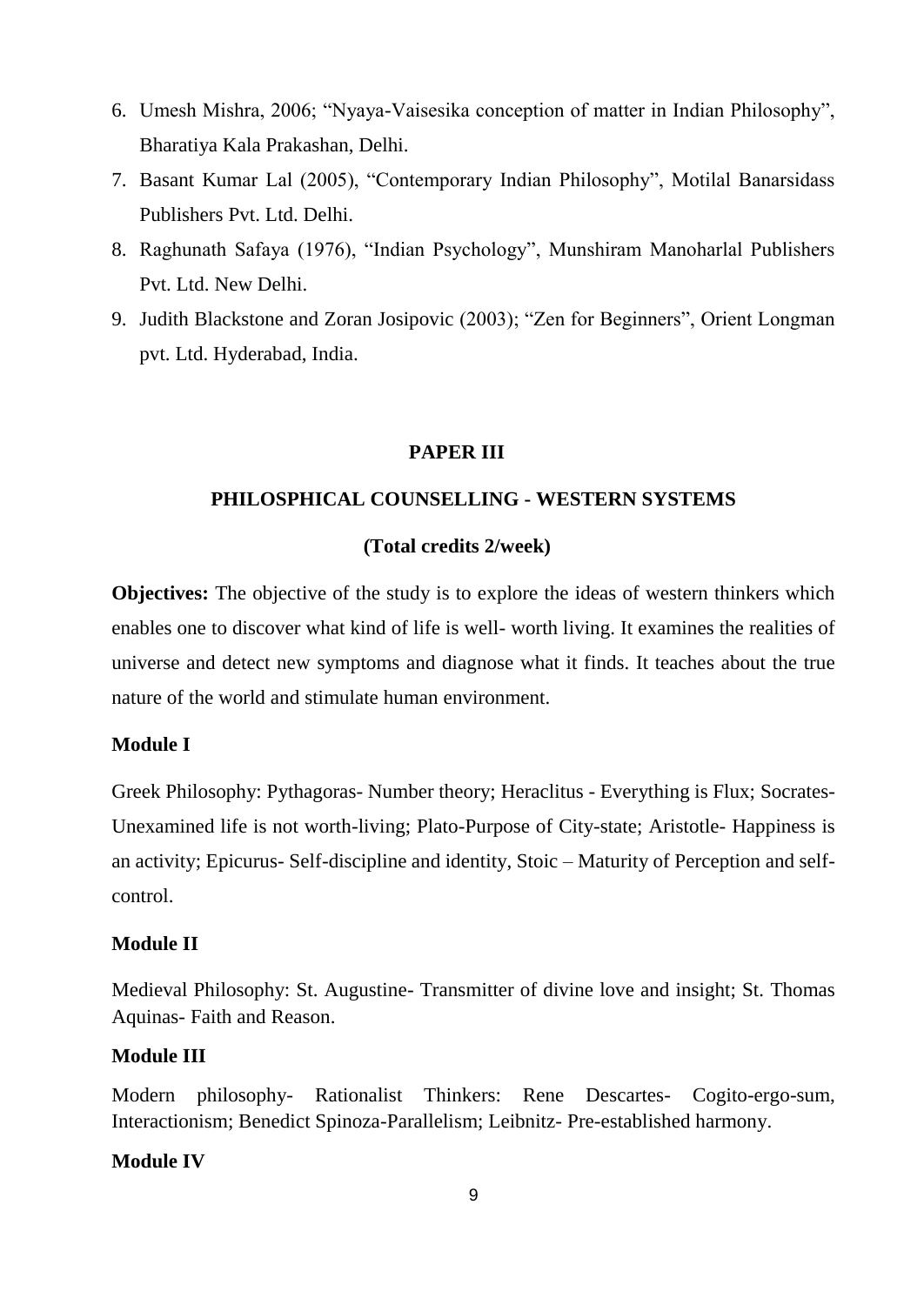6. Umesh Mishra, 2006; "Nyaya-Vaisesika conception of matter in Indian Philosophy", Bharatiya Kala Prakashan, Delhi.
7. Basant Kumar Lal (2005), "Contemporary Indian Philosophy", Motilal Banarsidass Publishers Pvt. Ltd. Delhi.
8. Raghunath Safaya (1976), "Indian Psychology", Munshiram Manoharlal Publishers Pvt. Ltd. New Delhi.
9. Judith Blackstone and Zoran Josipovic (2003); "Zen for Beginners", Orient Longman pvt. Ltd. Hyderabad, India.

## PAPER III

## PHILOSPHICAL COUNSELLING - WESTERN SYSTEMS

**(Total credits 2/week)**

**Objectives:** The objective of the study is to explore the ideas of western thinkers which enables one to discover what kind of life is well- worth living. It examines the realities of universe and detect new symptoms and diagnose what it finds. It teaches about the true nature of the world and stimulate human environment.

### Module I

Greek Philosophy: Pythagoras- Number theory; Heraclitus - Everything is Flux; Socrates- Unexamined life is not worth-living; Plato-Purpose of City-state; Aristotle- Happiness is an activity; Epicurus- Self-discipline and identity, Stoic – Maturity of Perception and self-control.

### Module II

Medieval Philosophy: St. Augustine- Transmitter of divine love and insight; St. Thomas Aquinas- Faith and Reason.

### Module III

Modern philosophy- Rationalist Thinkers: Rene Descartes- Cogito-ergo-sum, Interactionism; Benedict Spinoza-Parallelism; Leibnitz- Pre-established harmony.

### Module IV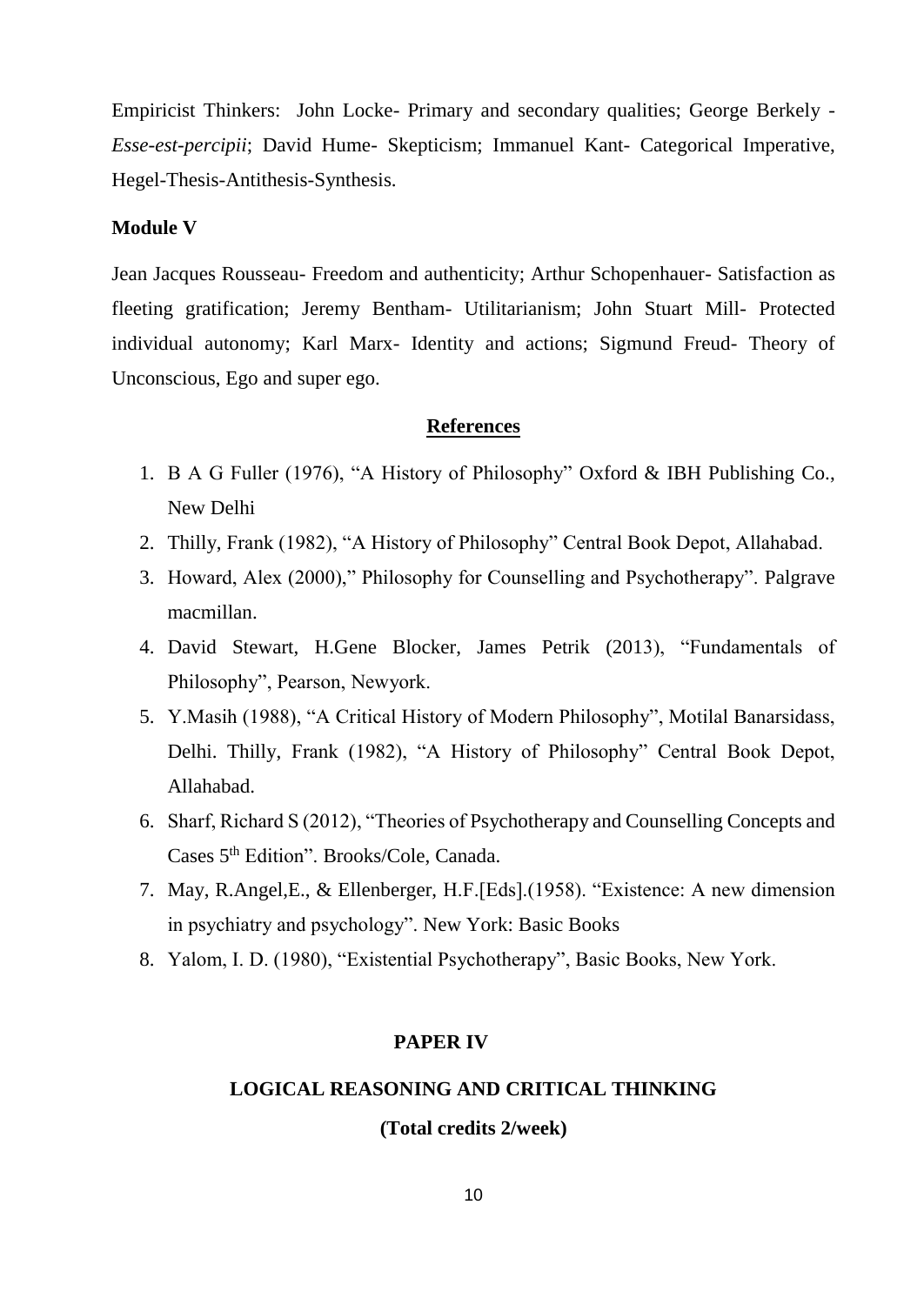Empiricist Thinkers: John Locke- Primary and secondary qualities; George Berkely - *Esse-est-percipii*; David Hume- Skepticism; Immanuel Kant- Categorical Imperative, Hegel-Thesis-Antithesis-Synthesis.

**Module V**

Jean Jacques Rousseau- Freedom and authenticity; Arthur Schopenhauer- Satisfaction as fleeting gratification; Jeremy Bentham- Utilitarianism; John Stuart Mill- Protected individual autonomy; Karl Marx- Identity and actions; Sigmund Freud- Theory of Unconscious, Ego and super ego.

## References

1. B A G Fuller (1976), "A History of Philosophy" Oxford & IBH Publishing Co., New Delhi
2. Thilly, Frank (1982), "A History of Philosophy" Central Book Depot, Allahabad.
3. Howard, Alex (2000)," Philosophy for Counselling and Psychotherapy". Palgrave macmillan.
4. David Stewart, H.Gene Blocker, James Petrik (2013), "Fundamentals of Philosophy", Pearson, Newyork.
5. Y.Masih (1988), "A Critical History of Modern Philosophy", Motilal Banarsidass, Delhi. Thilly, Frank (1982), "A History of Philosophy" Central Book Depot, Allahabad.
6. Sharf, Richard S (2012), "Theories of Psychotherapy and Counselling Concepts and Cases 5th Edition". Brooks/Cole, Canada.
7. May, R.Angel,E., & Ellenberger, H.F.[Eds].(1958). "Existence: A new dimension in psychiatry and psychology". New York: Basic Books
8. Yalom, I. D. (1980), "Existential Psychotherapy", Basic Books, New York.

## PAPER IV

## LOGICAL REASONING AND CRITICAL THINKING

**(Total credits 2/week)**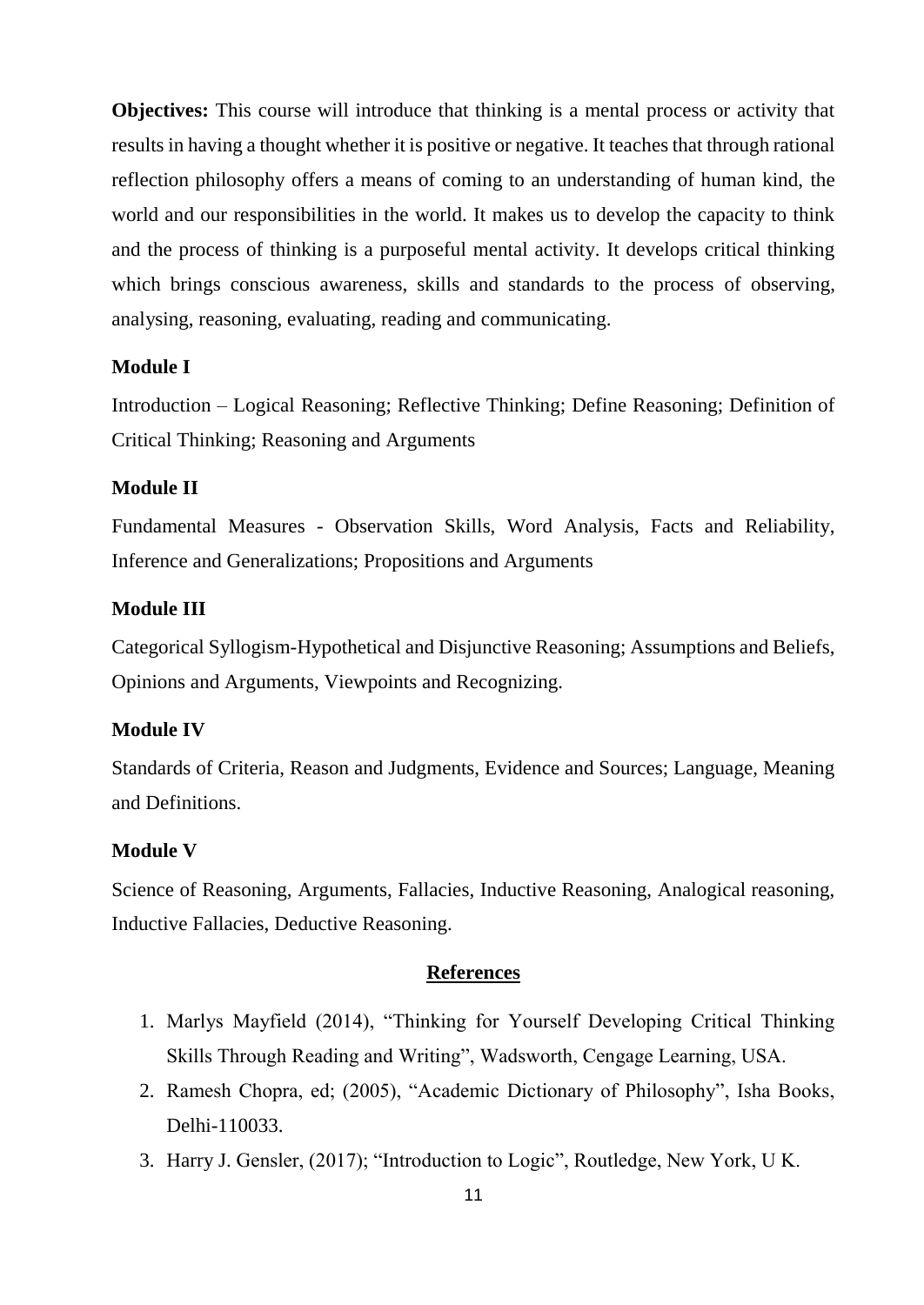**Objectives:** This course will introduce that thinking is a mental process or activity that results in having a thought whether it is positive or negative. It teaches that through rational reflection philosophy offers a means of coming to an understanding of human kind, the world and our responsibilities in the world. It makes us to develop the capacity to think and the process of thinking is a purposeful mental activity. It develops critical thinking which brings conscious awareness, skills and standards to the process of observing, analysing, reasoning, evaluating, reading and communicating.

**Module I**

Introduction – Logical Reasoning; Reflective Thinking; Define Reasoning; Definition of Critical Thinking; Reasoning and Arguments

**Module II**

Fundamental Measures - Observation Skills, Word Analysis, Facts and Reliability, Inference and Generalizations; Propositions and Arguments

**Module III**

Categorical Syllogism-Hypothetical and Disjunctive Reasoning; Assumptions and Beliefs, Opinions and Arguments, Viewpoints and Recognizing.

**Module IV**

Standards of Criteria, Reason and Judgments, Evidence and Sources; Language, Meaning and Definitions.

**Module V**

Science of Reasoning, Arguments, Fallacies, Inductive Reasoning, Analogical reasoning, Inductive Fallacies, Deductive Reasoning.

## References

1. Marlys Mayfield (2014), "Thinking for Yourself Developing Critical Thinking Skills Through Reading and Writing", Wadsworth, Cengage Learning, USA.
2. Ramesh Chopra, ed; (2005), "Academic Dictionary of Philosophy", Isha Books, Delhi-110033.
3. Harry J. Gensler, (2017); "Introduction to Logic", Routledge, New York, U K.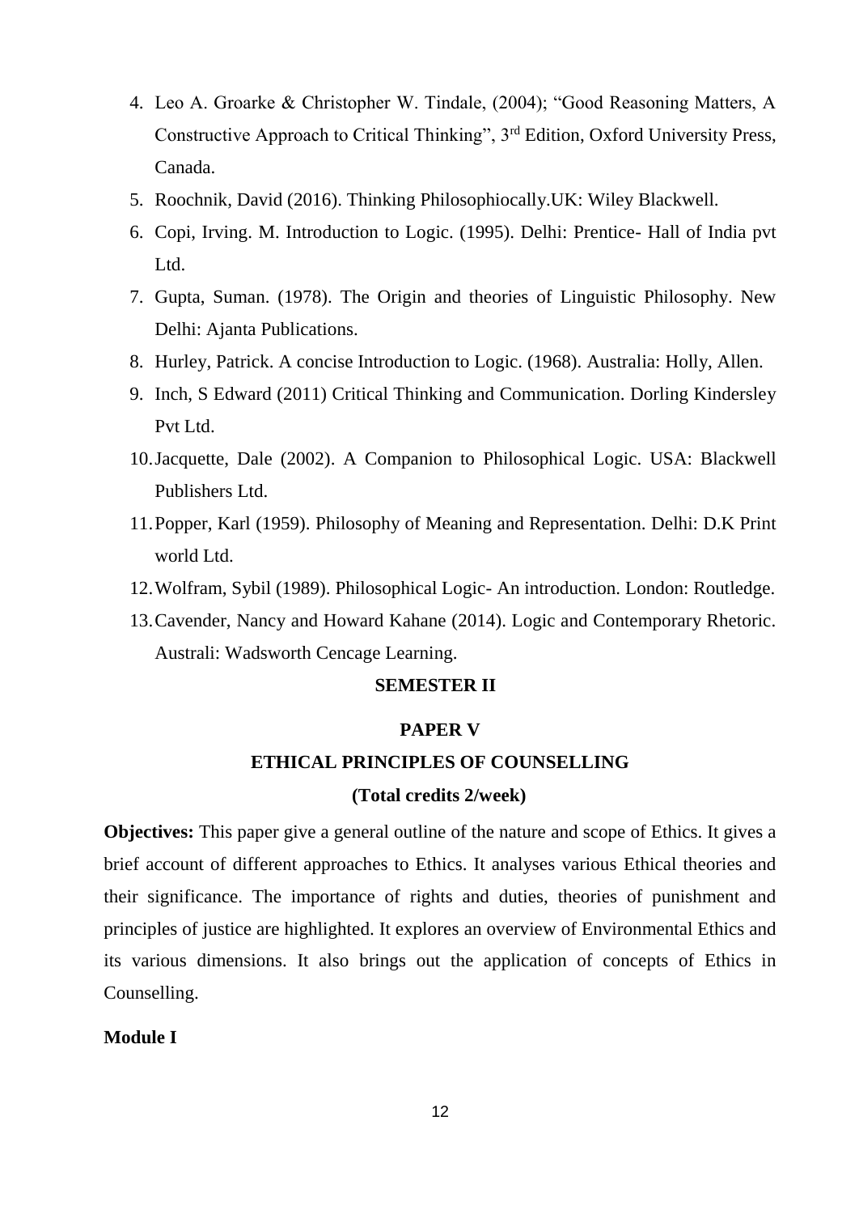4. Leo A. Groarke & Christopher W. Tindale, (2004); "Good Reasoning Matters, A Constructive Approach to Critical Thinking", 3rd Edition, Oxford University Press, Canada.
5. Roochnik, David (2016). Thinking Philosophiocally.UK: Wiley Blackwell.
6. Copi, Irving. M. Introduction to Logic. (1995). Delhi: Prentice- Hall of India pvt Ltd.
7. Gupta, Suman. (1978). The Origin and theories of Linguistic Philosophy. New Delhi: Ajanta Publications.
8. Hurley, Patrick. A concise Introduction to Logic. (1968). Australia: Holly, Allen.
9. Inch, S Edward (2011) Critical Thinking and Communication. Dorling Kindersley Pvt Ltd.
10. Jacquette, Dale (2002). A Companion to Philosophical Logic. USA: Blackwell Publishers Ltd.
11. Popper, Karl (1959). Philosophy of Meaning and Representation. Delhi: D.K Print world Ltd.
12. Wolfram, Sybil (1989). Philosophical Logic- An introduction. London: Routledge.
13. Cavender, Nancy and Howard Kahane (2014). Logic and Contemporary Rhetoric. Australi: Wadsworth Cencage Learning.

## SEMESTER II

## PAPER V

## ETHICAL PRINCIPLES OF COUNSELLING

**(Total credits 2/week)**

**Objectives:** This paper give a general outline of the nature and scope of Ethics. It gives a brief account of different approaches to Ethics. It analyses various Ethical theories and their significance. The importance of rights and duties, theories of punishment and principles of justice are highlighted. It explores an overview of Environmental Ethics and its various dimensions. It also brings out the application of concepts of Ethics in Counselling.

**Module I**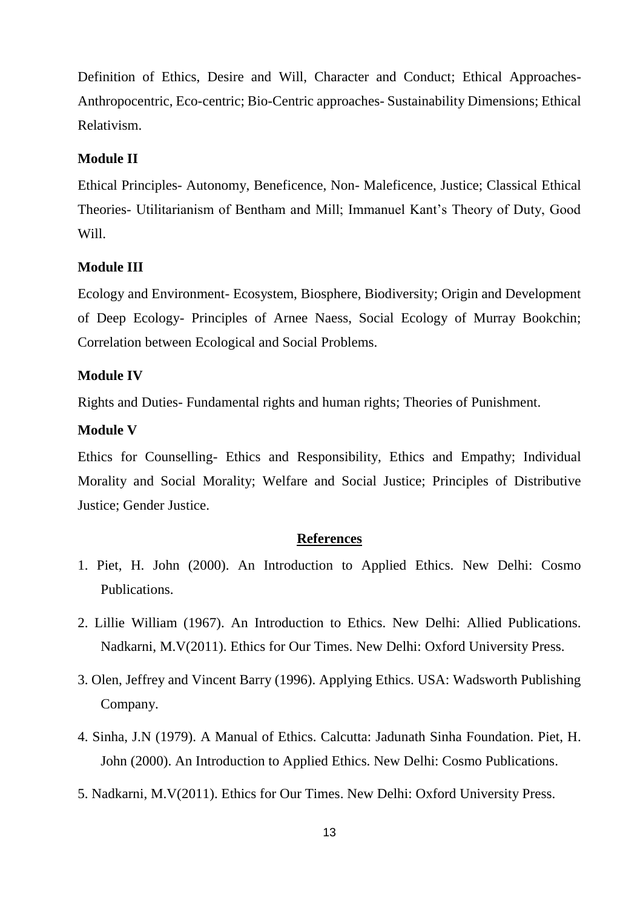Definition of Ethics, Desire and Will, Character and Conduct; Ethical Approaches- Anthropocentric, Eco-centric; Bio-Centric approaches- Sustainability Dimensions; Ethical Relativism.

**Module II**

Ethical Principles- Autonomy, Beneficence, Non- Maleficence, Justice; Classical Ethical Theories- Utilitarianism of Bentham and Mill; Immanuel Kant's Theory of Duty, Good Will.

**Module III**

Ecology and Environment- Ecosystem, Biosphere, Biodiversity; Origin and Development of Deep Ecology- Principles of Arnee Naess, Social Ecology of Murray Bookchin; Correlation between Ecological and Social Problems.

**Module IV**

Rights and Duties- Fundamental rights and human rights; Theories of Punishment.

**Module V**

Ethics for Counselling- Ethics and Responsibility, Ethics and Empathy; Individual Morality and Social Morality; Welfare and Social Justice; Principles of Distributive Justice; Gender Justice.

**References**

1. Piet, H. John (2000). An Introduction to Applied Ethics. New Delhi: Cosmo Publications.
2. Lillie William (1967). An Introduction to Ethics. New Delhi: Allied Publications. Nadkarni, M.V(2011). Ethics for Our Times. New Delhi: Oxford University Press.
3. Olen, Jeffrey and Vincent Barry (1996). Applying Ethics. USA: Wadsworth Publishing Company.
4. Sinha, J.N (1979). A Manual of Ethics. Calcutta: Jadunath Sinha Foundation. Piet, H. John (2000). An Introduction to Applied Ethics. New Delhi: Cosmo Publications.
5. Nadkarni, M.V(2011). Ethics for Our Times. New Delhi: Oxford University Press.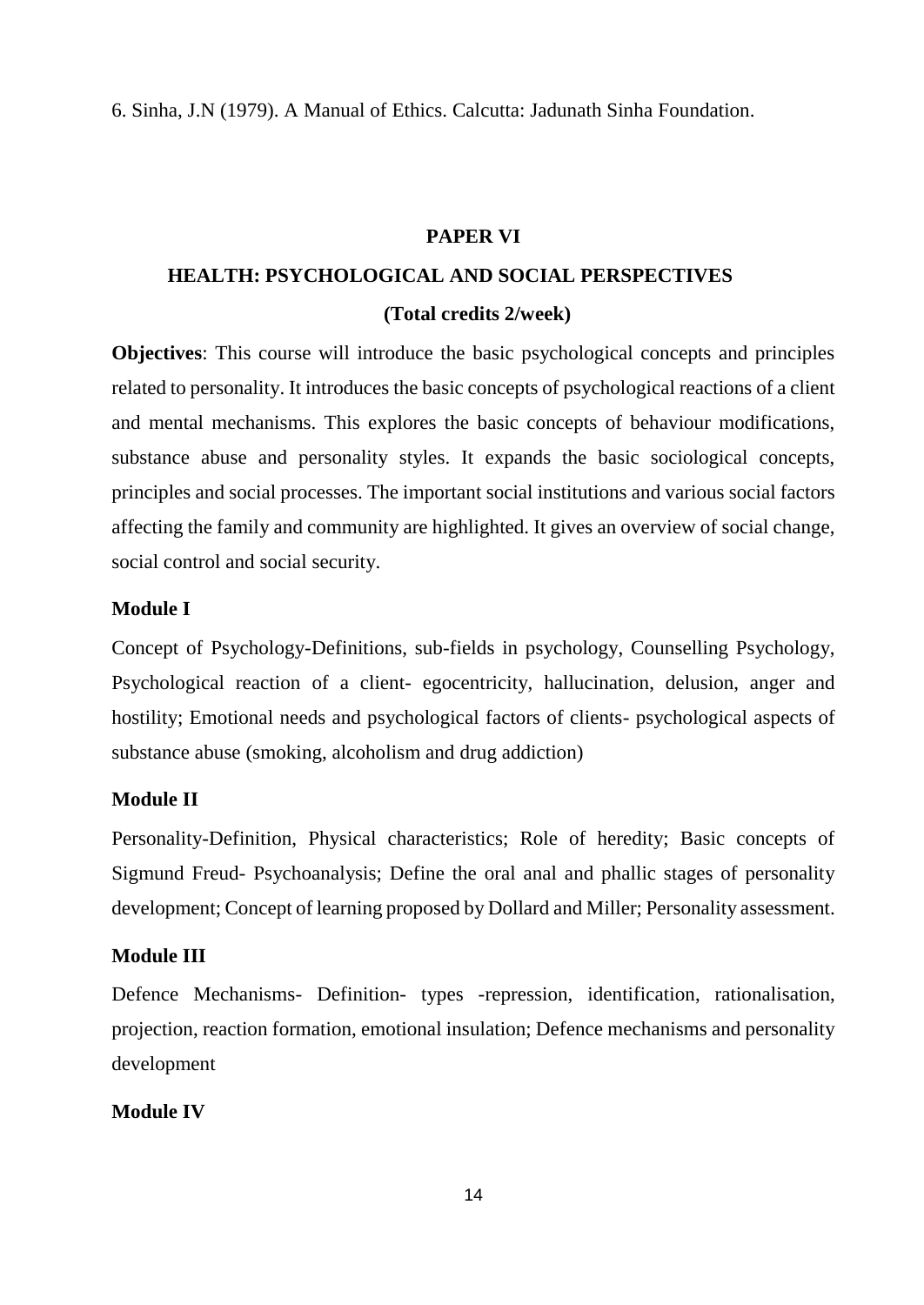6. Sinha, J.N (1979). A Manual of Ethics. Calcutta: Jadunath Sinha Foundation.

## PAPER VI

## HEALTH: PSYCHOLOGICAL AND SOCIAL PERSPECTIVES

**(Total credits 2/week)**

**Objectives**: This course will introduce the basic psychological concepts and principles related to personality. It introduces the basic concepts of psychological reactions of a client and mental mechanisms. This explores the basic concepts of behaviour modifications, substance abuse and personality styles. It expands the basic sociological concepts, principles and social processes. The important social institutions and various social factors affecting the family and community are highlighted. It gives an overview of social change, social control and social security.

### Module I

Concept of Psychology-Definitions, sub-fields in psychology, Counselling Psychology, Psychological reaction of a client- egocentricity, hallucination, delusion, anger and hostility; Emotional needs and psychological factors of clients- psychological aspects of substance abuse (smoking, alcoholism and drug addiction)

### Module II

Personality-Definition, Physical characteristics; Role of heredity; Basic concepts of Sigmund Freud- Psychoanalysis; Define the oral anal and phallic stages of personality development; Concept of learning proposed by Dollard and Miller; Personality assessment.

### Module III

Defence Mechanisms- Definition- types -repression, identification, rationalisation, projection, reaction formation, emotional insulation; Defence mechanisms and personality development

### Module IV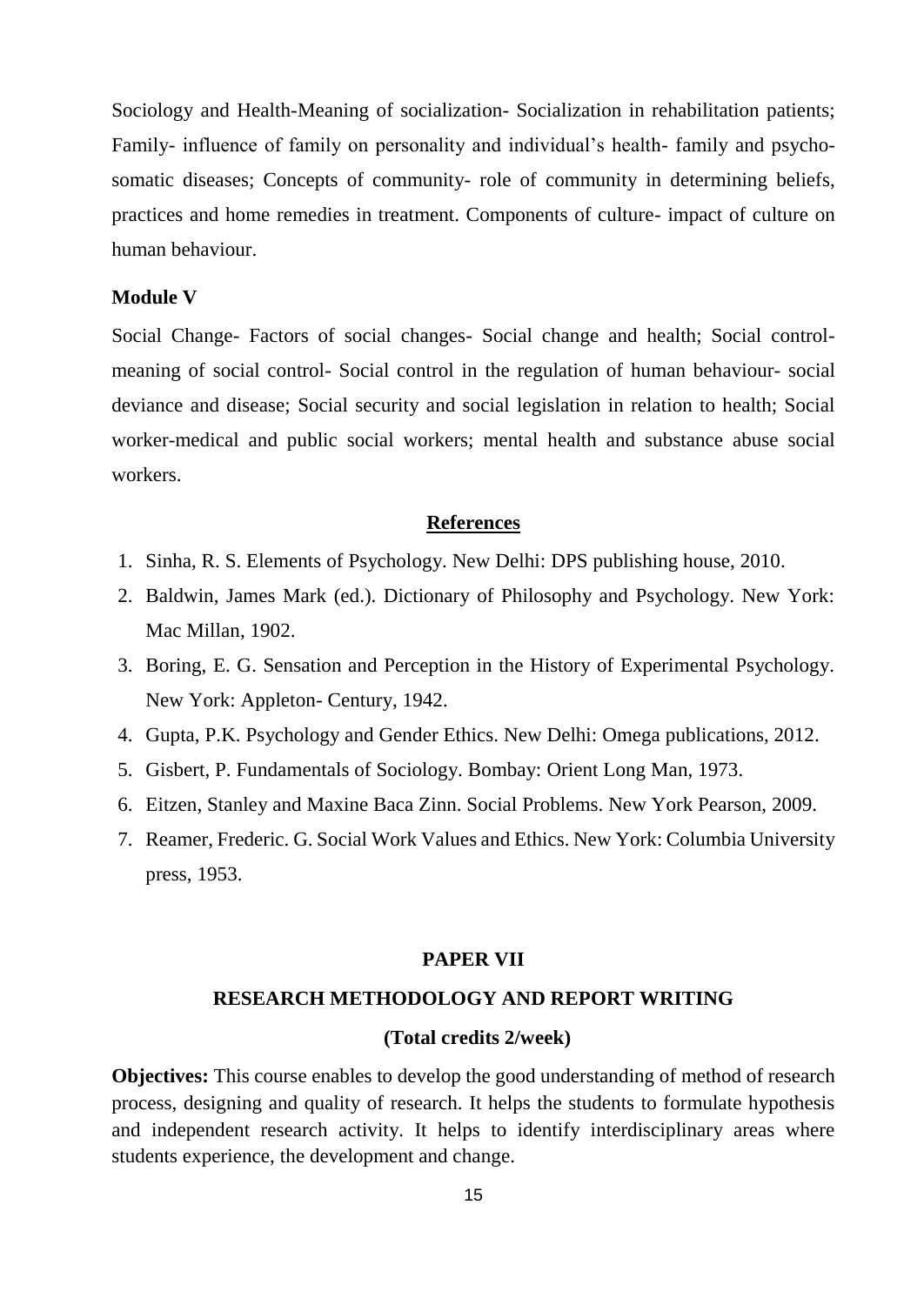Sociology and Health-Meaning of socialization- Socialization in rehabilitation patients; Family- influence of family on personality and individual's health- family and psycho-somatic diseases; Concepts of community- role of community in determining beliefs, practices and home remedies in treatment. Components of culture- impact of culture on human behaviour.

**Module V**

Social Change- Factors of social changes- Social change and health; Social control-meaning of social control- Social control in the regulation of human behaviour- social deviance and disease; Social security and social legislation in relation to health; Social worker-medical and public social workers; mental health and substance abuse social workers.

**References**

1. Sinha, R. S. Elements of Psychology. New Delhi: DPS publishing house, 2010.
2. Baldwin, James Mark (ed.). Dictionary of Philosophy and Psychology. New York: Mac Millan, 1902.
3. Boring, E. G. Sensation and Perception in the History of Experimental Psychology. New York: Appleton- Century, 1942.
4. Gupta, P.K. Psychology and Gender Ethics. New Delhi: Omega publications, 2012.
5. Gisbert, P. Fundamentals of Sociology. Bombay: Orient Long Man, 1973.
6. Eitzen, Stanley and Maxine Baca Zinn. Social Problems. New York Pearson, 2009.
7. Reamer, Frederic. G. Social Work Values and Ethics. New York: Columbia University press, 1953.

## PAPER VII

## RESEARCH METHODOLOGY AND REPORT WRITING

**(Total credits 2/week)**

**Objectives:** This course enables to develop the good understanding of method of research process, designing and quality of research. It helps the students to formulate hypothesis and independent research activity. It helps to identify interdisciplinary areas where students experience, the development and change.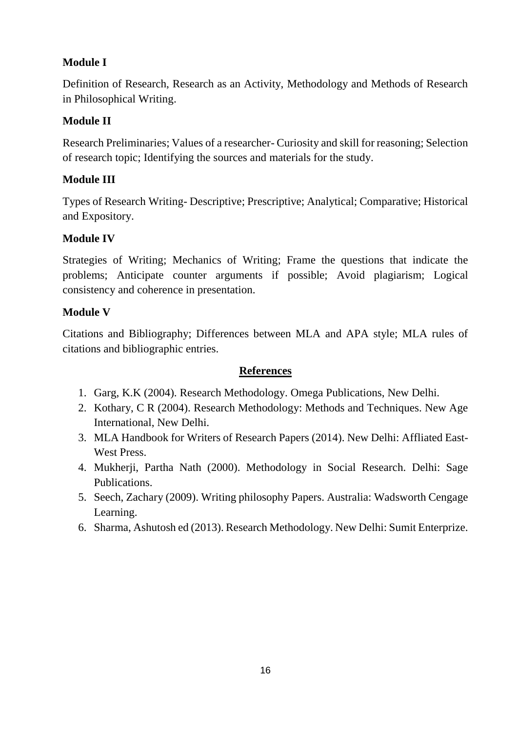**Module I**

Definition of Research, Research as an Activity, Methodology and Methods of Research in Philosophical Writing.

**Module II**

Research Preliminaries; Values of a researcher- Curiosity and skill for reasoning; Selection of research topic; Identifying the sources and materials for the study.

**Module III**

Types of Research Writing- Descriptive; Prescriptive; Analytical; Comparative; Historical and Expository.

**Module IV**

Strategies of Writing; Mechanics of Writing; Frame the questions that indicate the problems; Anticipate counter arguments if possible; Avoid plagiarism; Logical consistency and coherence in presentation.

**Module V**

Citations and Bibliography; Differences between MLA and APA style; MLA rules of citations and bibliographic entries.

## References

1. Garg, K.K (2004). Research Methodology. Omega Publications, New Delhi.
2. Kothary, C R (2004). Research Methodology: Methods and Techniques. New Age International, New Delhi.
3. MLA Handbook for Writers of Research Papers (2014). New Delhi: Affliated East-West Press.
4. Mukherji, Partha Nath (2000). Methodology in Social Research. Delhi: Sage Publications.
5. Seech, Zachary (2009). Writing philosophy Papers. Australia: Wadsworth Cengage Learning.
6. Sharma, Ashutosh ed (2013). Research Methodology. New Delhi: Sumit Enterprize.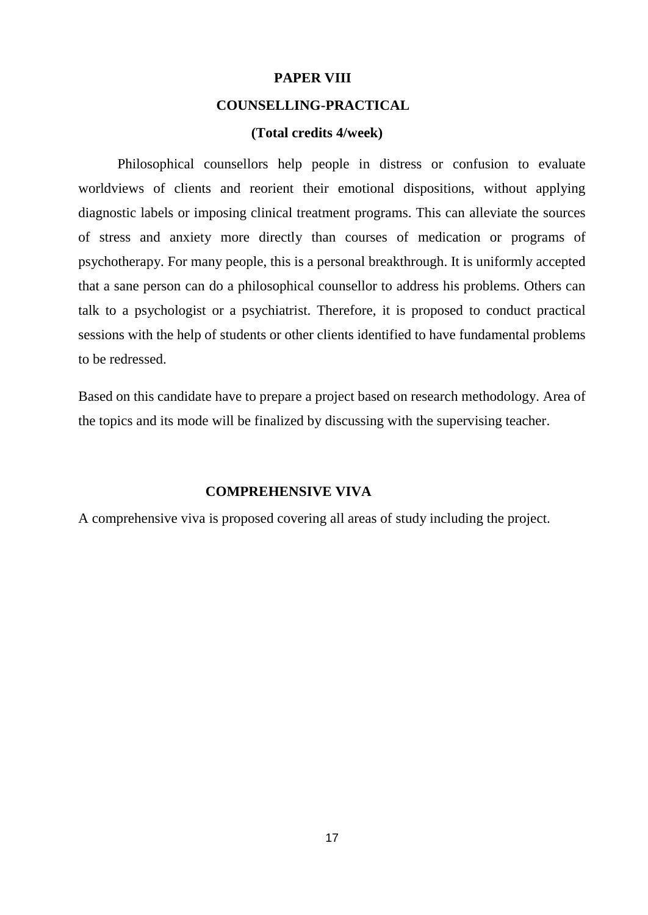## PAPER VIII

## COUNSELLING-PRACTICAL

**(Total credits 4/week)**

Philosophical counsellors help people in distress or confusion to evaluate worldviews of clients and reorient their emotional dispositions, without applying diagnostic labels or imposing clinical treatment programs. This can alleviate the sources of stress and anxiety more directly than courses of medication or programs of psychotherapy. For many people, this is a personal breakthrough. It is uniformly accepted that a sane person can do a philosophical counsellor to address his problems. Others can talk to a psychologist or a psychiatrist. Therefore, it is proposed to conduct practical sessions with the help of students or other clients identified to have fundamental problems to be redressed.

Based on this candidate have to prepare a project based on research methodology. Area of the topics and its mode will be finalized by discussing with the supervising teacher.

## COMPREHENSIVE VIVA

A comprehensive viva is proposed covering all areas of study including the project.